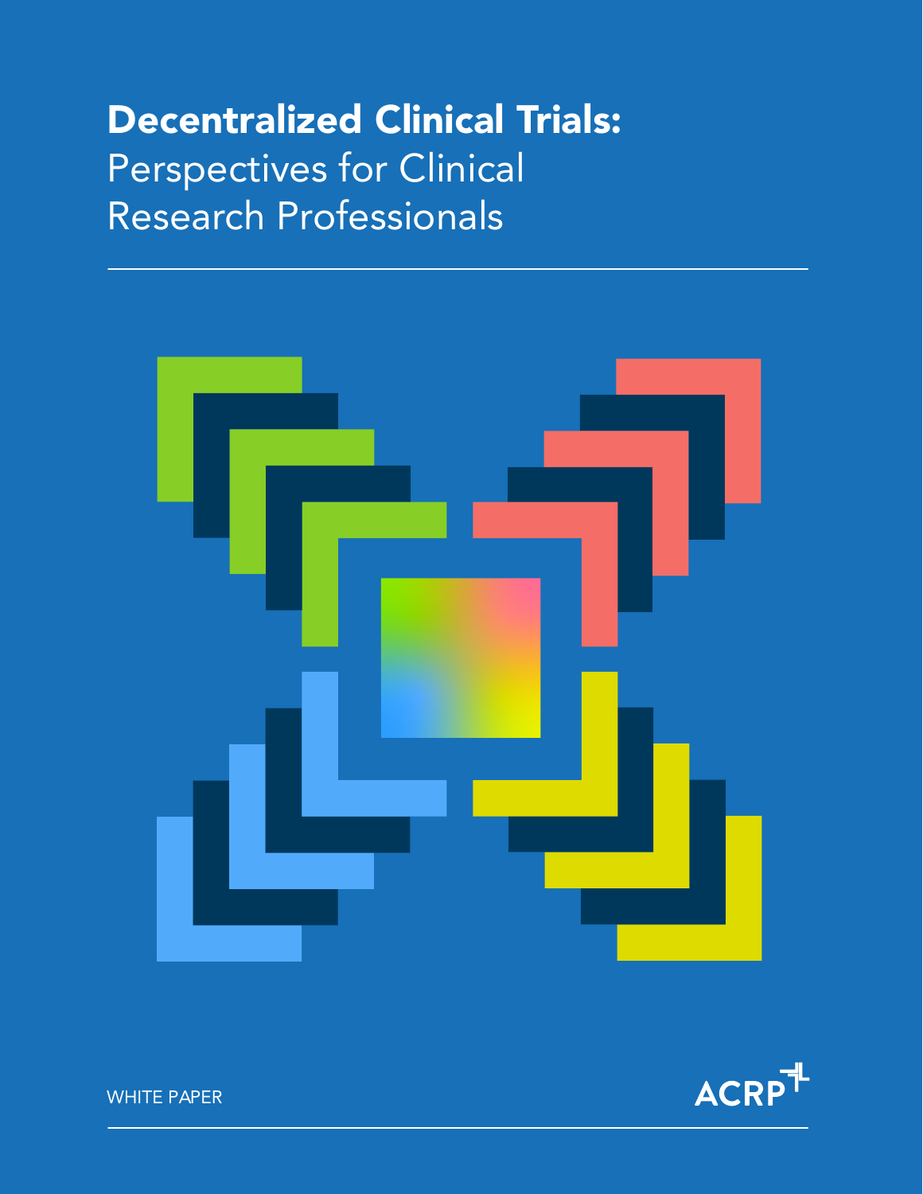# Decentralized Clinical Trials: Perspectives for Clinical Research Professionals

WHITE PAPER

ACRP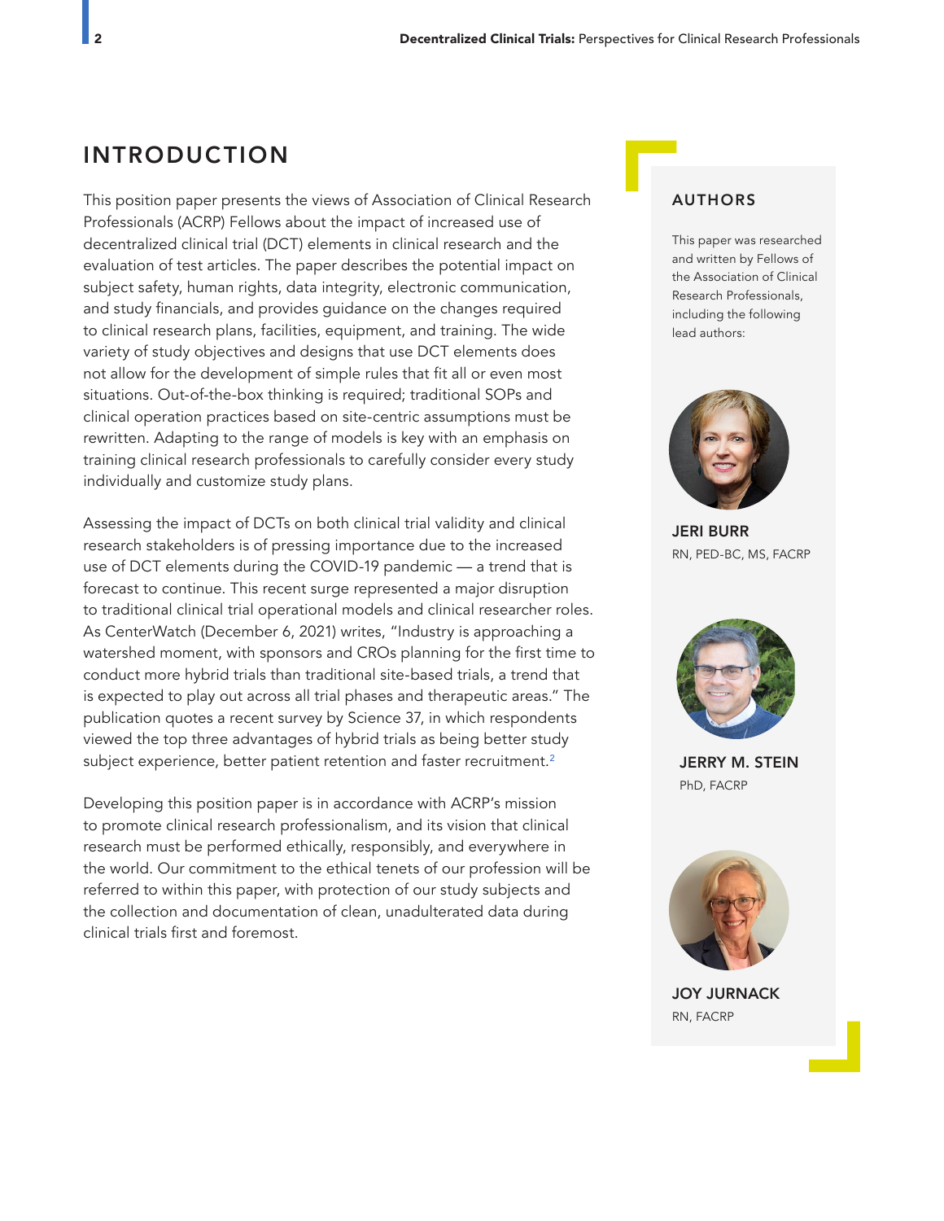# INTRODUCTION

This position paper presents the views of Association of Clinical Research Professionals (ACRP) Fellows about the impact of increased use of decentralized clinical trial (DCT) elements in clinical research and the evaluation of test articles. The paper describes the potential impact on subject safety, human rights, data integrity, electronic communication, and study financials, and provides guidance on the changes required to clinical research plans, facilities, equipment, and training. The wide variety of study objectives and designs that use DCT elements does not allow for the development of simple rules that fit all or even most situations. Out-of-the-box thinking is required; traditional SOPs and clinical operation practices based on site-centric assumptions must be rewritten. Adapting to the range of models is key with an emphasis on training clinical research professionals to carefully consider every study individually and customize study plans.

Assessing the impact of DCTs on both clinical trial validity and clinical research stakeholders is of pressing importance due to the increased use of DCT elements during the COVID-19 pandemic — a trend that is forecast to continue. This recent surge represented a major disruption to traditional clinical trial operational models and clinical researcher roles. As CenterWatch (December 6, 2021) writes, "Industry is approaching a watershed moment, with sponsors and CROs planning for the first time to conduct more hybrid trials than traditional site-based trials, a trend that is expected to play out across all trial phases and therapeutic areas." The publication quotes a recent survey by Science 37, in which respondents viewed the top three advantages of hybrid trials as being better study subject experience, better patient retention and faster recruitment.[2]

Developing this position paper is in accordance with ACRP's mission to promote clinical research professionalism, and its vision that clinical research must be performed ethically, responsibly, and everywhere in the world. Our commitment to the ethical tenets of our profession will be referred to within this paper, with protection of our study subjects and the collection and documentation of clean, unadulterated data during clinical trials first and foremost.

## AUTHORS

This paper was researched and written by Fellows of the Association of Clinical Research Professionals, including the following lead authors:

**JERI BURR**
RN, PED-BC, MS, FACRP

**JERRY M. STEIN**
PhD, FACRP

**JOY JURNACK**
RN, FACRP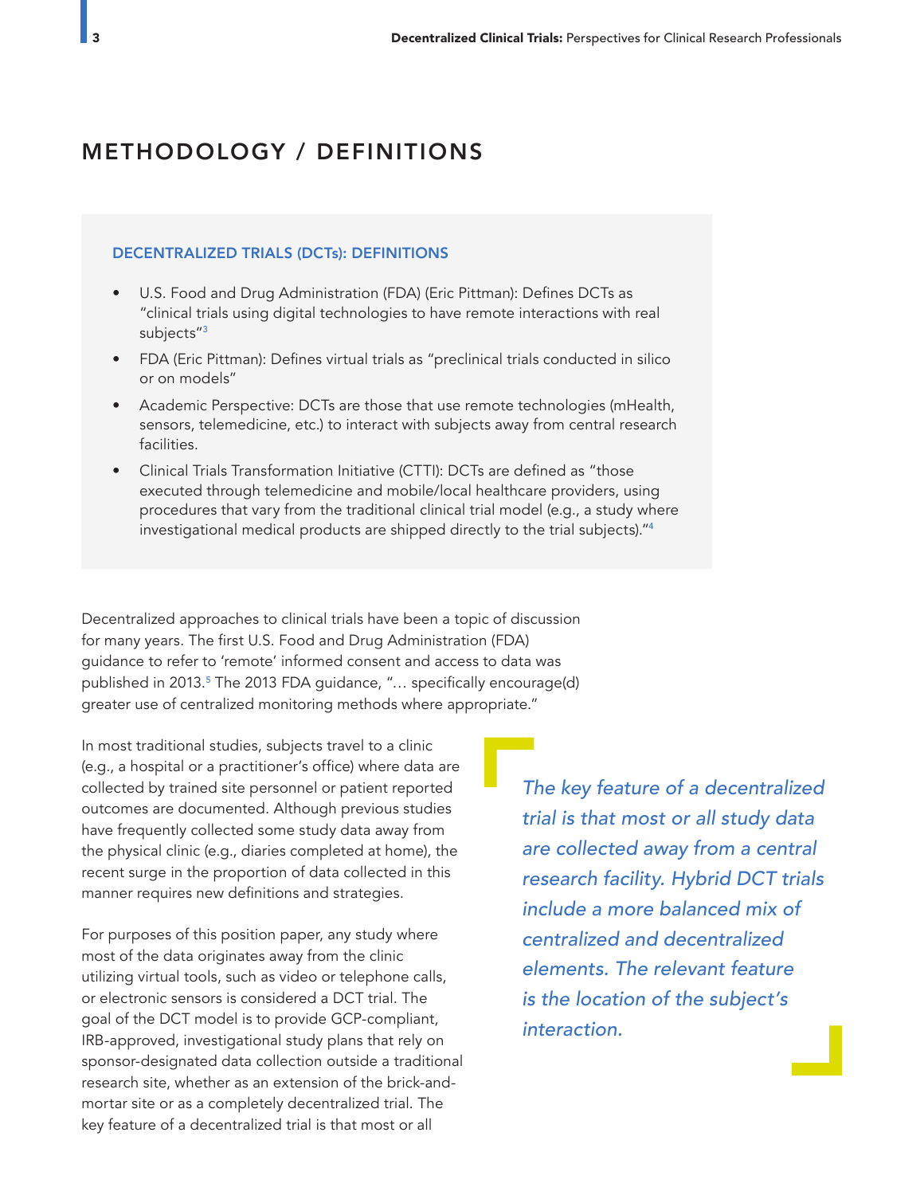# METHODOLOGY / DEFINITIONS

### DECENTRALIZED TRIALS (DCTs): DEFINITIONS

- U.S. Food and Drug Administration (FDA) (Eric Pittman): Defines DCTs as "clinical trials using digital technologies to have remote interactions with real subjects"[3]
- FDA (Eric Pittman): Defines virtual trials as "preclinical trials conducted in silico or on models"
- Academic Perspective: DCTs are those that use remote technologies (mHealth, sensors, telemedicine, etc.) to interact with subjects away from central research facilities.
- Clinical Trials Transformation Initiative (CTTI): DCTs are defined as "those executed through telemedicine and mobile/local healthcare providers, using procedures that vary from the traditional clinical trial model (e.g., a study where investigational medical products are shipped directly to the trial subjects)."[4]

Decentralized approaches to clinical trials have been a topic of discussion for many years. The first U.S. Food and Drug Administration (FDA) guidance to refer to 'remote' informed consent and access to data was published in 2013.[5] The 2013 FDA guidance, "… specifically encourage(d) greater use of centralized monitoring methods where appropriate."

In most traditional studies, subjects travel to a clinic (e.g., a hospital or a practitioner's office) where data are collected by trained site personnel or patient reported outcomes are documented. Although previous studies have frequently collected some study data away from the physical clinic (e.g., diaries completed at home), the recent surge in the proportion of data collected in this manner requires new definitions and strategies.

For purposes of this position paper, any study where most of the data originates away from the clinic utilizing virtual tools, such as video or telephone calls, or electronic sensors is considered a DCT trial. The goal of the DCT model is to provide GCP-compliant, IRB-approved, investigational study plans that rely on sponsor-designated data collection outside a traditional research site, whether as an extension of the brick-and-mortar site or as a completely decentralized trial. The key feature of a decentralized trial is that most or all

> *The key feature of a decentralized trial is that most or all study data are collected away from a central research facility. Hybrid DCT trials include a more balanced mix of centralized and decentralized elements. The relevant feature is the location of the subject's interaction.*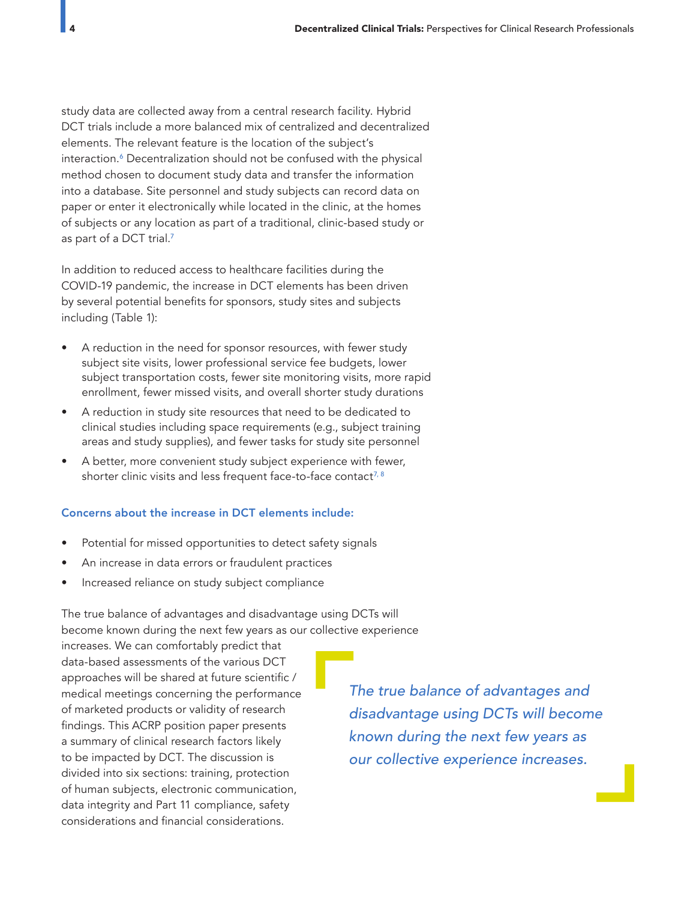study data are collected away from a central research facility. Hybrid DCT trials include a more balanced mix of centralized and decentralized elements. The relevant feature is the location of the subject's interaction.[6] Decentralization should not be confused with the physical method chosen to document study data and transfer the information into a database. Site personnel and study subjects can record data on paper or enter it electronically while located in the clinic, at the homes of subjects or any location as part of a traditional, clinic-based study or as part of a DCT trial.[7]

In addition to reduced access to healthcare facilities during the COVID-19 pandemic, the increase in DCT elements has been driven by several potential benefits for sponsors, study sites and subjects including (Table 1):

- A reduction in the need for sponsor resources, with fewer study subject site visits, lower professional service fee budgets, lower subject transportation costs, fewer site monitoring visits, more rapid enrollment, fewer missed visits, and overall shorter study durations
- A reduction in study site resources that need to be dedicated to clinical studies including space requirements (e.g., subject training areas and study supplies), and fewer tasks for study site personnel
- A better, more convenient study subject experience with fewer, shorter clinic visits and less frequent face-to-face contact[7, 8]

### Concerns about the increase in DCT elements include:

- Potential for missed opportunities to detect safety signals
- An increase in data errors or fraudulent practices
- Increased reliance on study subject compliance

The true balance of advantages and disadvantage using DCTs will become known during the next few years as our collective experience increases. We can comfortably predict that data-based assessments of the various DCT approaches will be shared at future scientific / medical meetings concerning the performance of marketed products or validity of research findings. This ACRP position paper presents a summary of clinical research factors likely to be impacted by DCT. The discussion is divided into six sections: training, protection of human subjects, electronic communication, data integrity and Part 11 compliance, safety considerations and financial considerations.

> *The true balance of advantages and disadvantage using DCTs will become known during the next few years as our collective experience increases.*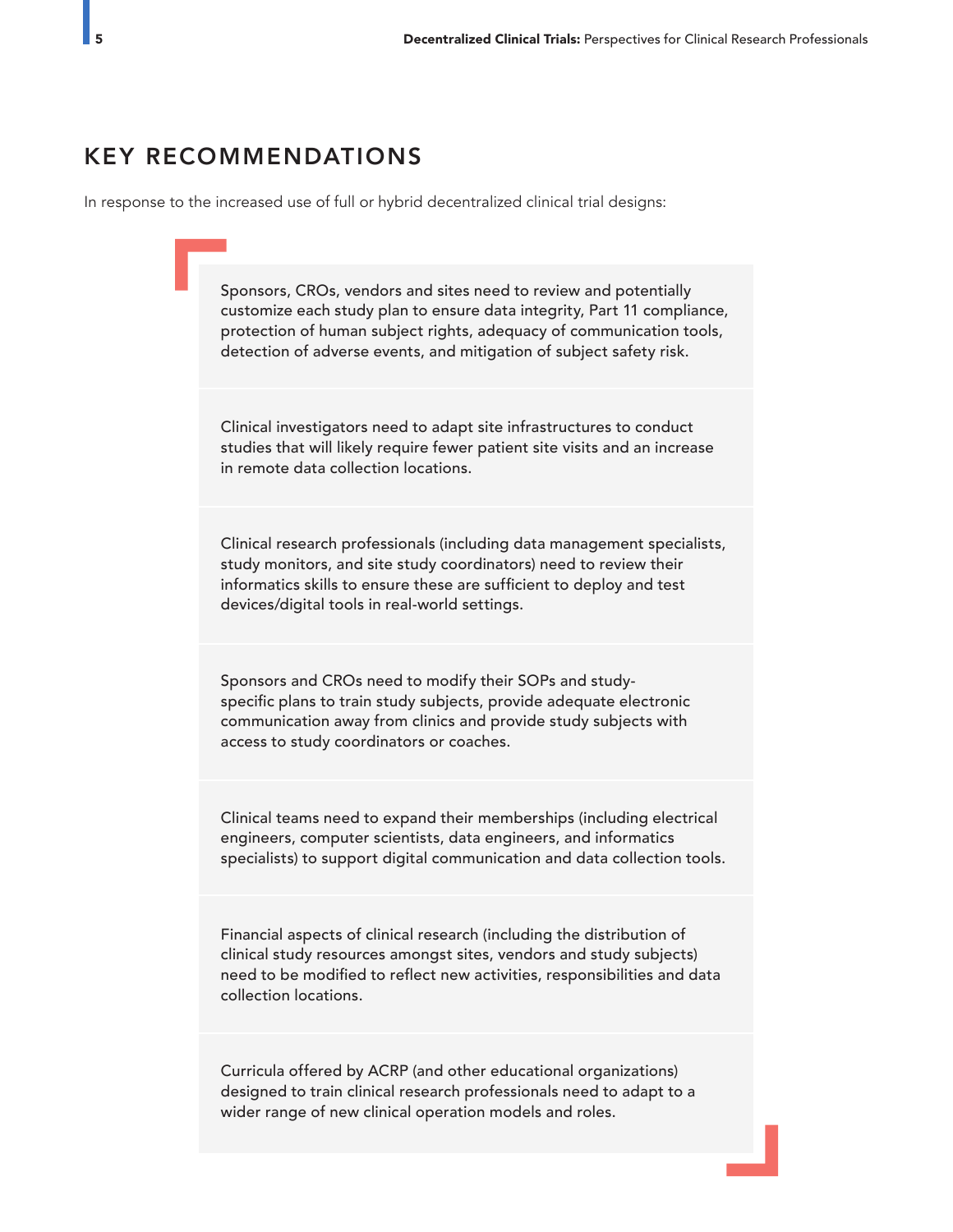## KEY RECOMMENDATIONS

In response to the increased use of full or hybrid decentralized clinical trial designs:

- Sponsors, CROs, vendors and sites need to review and potentially customize each study plan to ensure data integrity, Part 11 compliance, protection of human subject rights, adequacy of communication tools, detection of adverse events, and mitigation of subject safety risk.

- Clinical investigators need to adapt site infrastructures to conduct studies that will likely require fewer patient site visits and an increase in remote data collection locations.

- Clinical research professionals (including data management specialists, study monitors, and site study coordinators) need to review their informatics skills to ensure these are sufficient to deploy and test devices/digital tools in real-world settings.

- Sponsors and CROs need to modify their SOPs and study-specific plans to train study subjects, provide adequate electronic communication away from clinics and provide study subjects with access to study coordinators or coaches.

- Clinical teams need to expand their memberships (including electrical engineers, computer scientists, data engineers, and informatics specialists) to support digital communication and data collection tools.

- Financial aspects of clinical research (including the distribution of clinical study resources amongst sites, vendors and study subjects) need to be modified to reflect new activities, responsibilities and data collection locations.

- Curricula offered by ACRP (and other educational organizations) designed to train clinical research professionals need to adapt to a wider range of new clinical operation models and roles.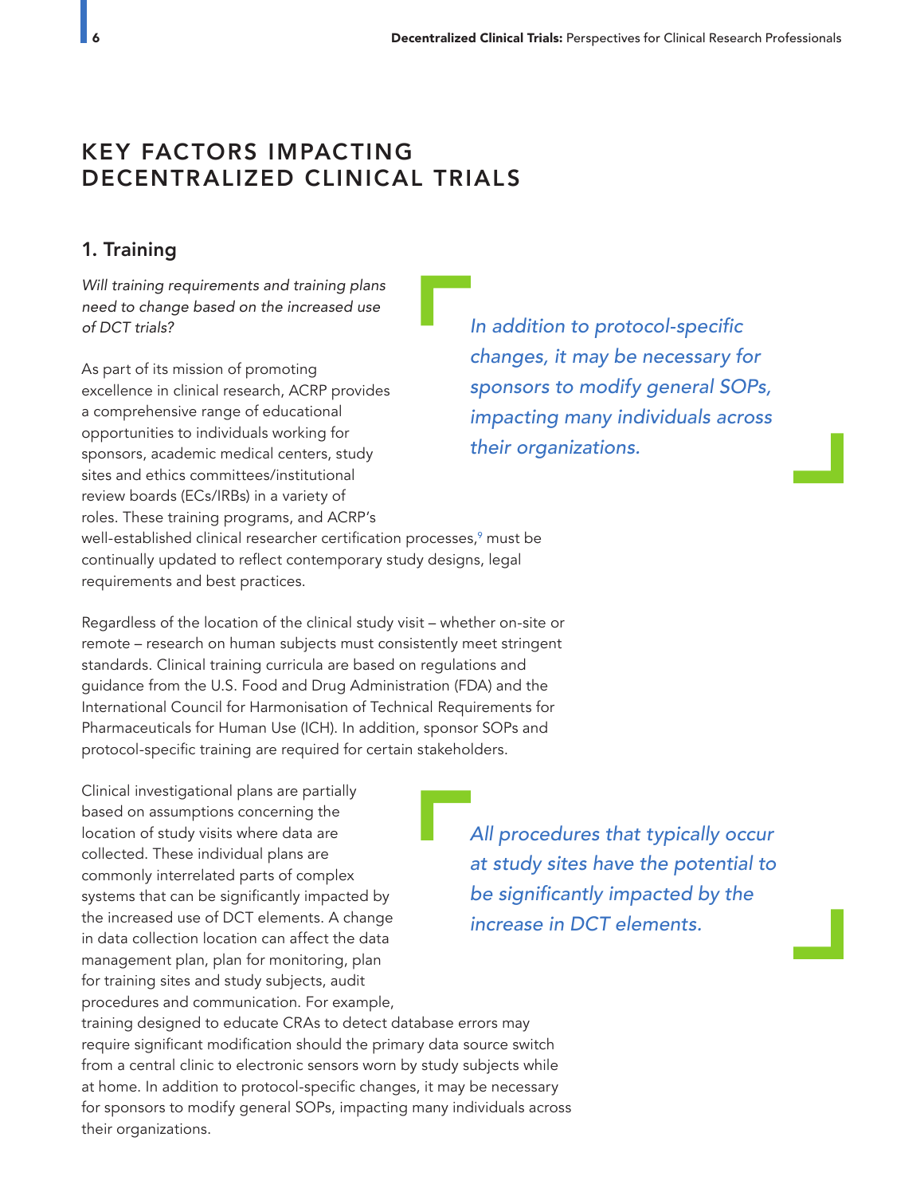# KEY FACTORS IMPACTING DECENTRALIZED CLINICAL TRIALS

## 1. Training

*Will training requirements and training plans need to change based on the increased use of DCT trials?*

As part of its mission of promoting excellence in clinical research, ACRP provides a comprehensive range of educational opportunities to individuals working for sponsors, academic medical centers, study sites and ethics committees/institutional review boards (ECs/IRBs) in a variety of roles. These training programs, and ACRP's well-established clinical researcher certification processes,[9] must be continually updated to reflect contemporary study designs, legal requirements and best practices.

> *In addition to protocol-specific changes, it may be necessary for sponsors to modify general SOPs, impacting many individuals across their organizations.*

Regardless of the location of the clinical study visit – whether on-site or remote – research on human subjects must consistently meet stringent standards. Clinical training curricula are based on regulations and guidance from the U.S. Food and Drug Administration (FDA) and the International Council for Harmonisation of Technical Requirements for Pharmaceuticals for Human Use (ICH). In addition, sponsor SOPs and protocol-specific training are required for certain stakeholders.

Clinical investigational plans are partially based on assumptions concerning the location of study visits where data are collected. These individual plans are commonly interrelated parts of complex systems that can be significantly impacted by the increased use of DCT elements. A change in data collection location can affect the data management plan, plan for monitoring, plan for training sites and study subjects, audit procedures and communication. For example, training designed to educate CRAs to detect database errors may require significant modification should the primary data source switch from a central clinic to electronic sensors worn by study subjects while at home. In addition to protocol-specific changes, it may be necessary for sponsors to modify general SOPs, impacting many individuals across their organizations.

> *All procedures that typically occur at study sites have the potential to be significantly impacted by the increase in DCT elements.*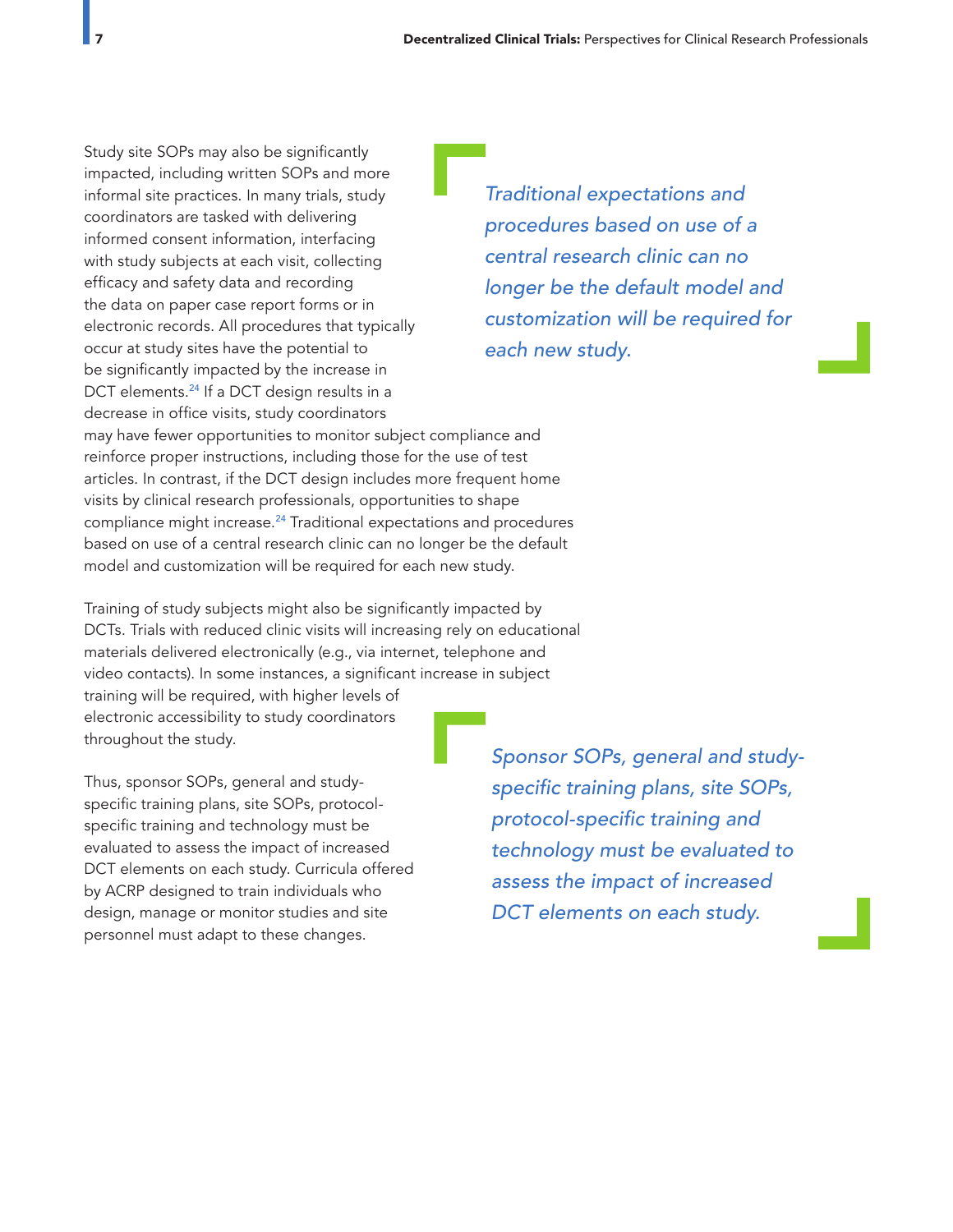Study site SOPs may also be significantly impacted, including written SOPs and more informal site practices. In many trials, study coordinators are tasked with delivering informed consent information, interfacing with study subjects at each visit, collecting efficacy and safety data and recording the data on paper case report forms or in electronic records. All procedures that typically occur at study sites have the potential to be significantly impacted by the increase in DCT elements.[24] If a DCT design results in a decrease in office visits, study coordinators may have fewer opportunities to monitor subject compliance and reinforce proper instructions, including those for the use of test articles. In contrast, if the DCT design includes more frequent home visits by clinical research professionals, opportunities to shape compliance might increase.[24] Traditional expectations and procedures based on use of a central research clinic can no longer be the default model and customization will be required for each new study.

> *Traditional expectations and procedures based on use of a central research clinic can no longer be the default model and customization will be required for each new study.*

Training of study subjects might also be significantly impacted by DCTs. Trials with reduced clinic visits will increasing rely on educational materials delivered electronically (e.g., via internet, telephone and video contacts). In some instances, a significant increase in subject training will be required, with higher levels of electronic accessibility to study coordinators throughout the study.

Thus, sponsor SOPs, general and study-specific training plans, site SOPs, protocol-specific training and technology must be evaluated to assess the impact of increased DCT elements on each study. Curricula offered by ACRP designed to train individuals who design, manage or monitor studies and site personnel must adapt to these changes.

> *Sponsor SOPs, general and study-specific training plans, site SOPs, protocol-specific training and technology must be evaluated to assess the impact of increased DCT elements on each study.*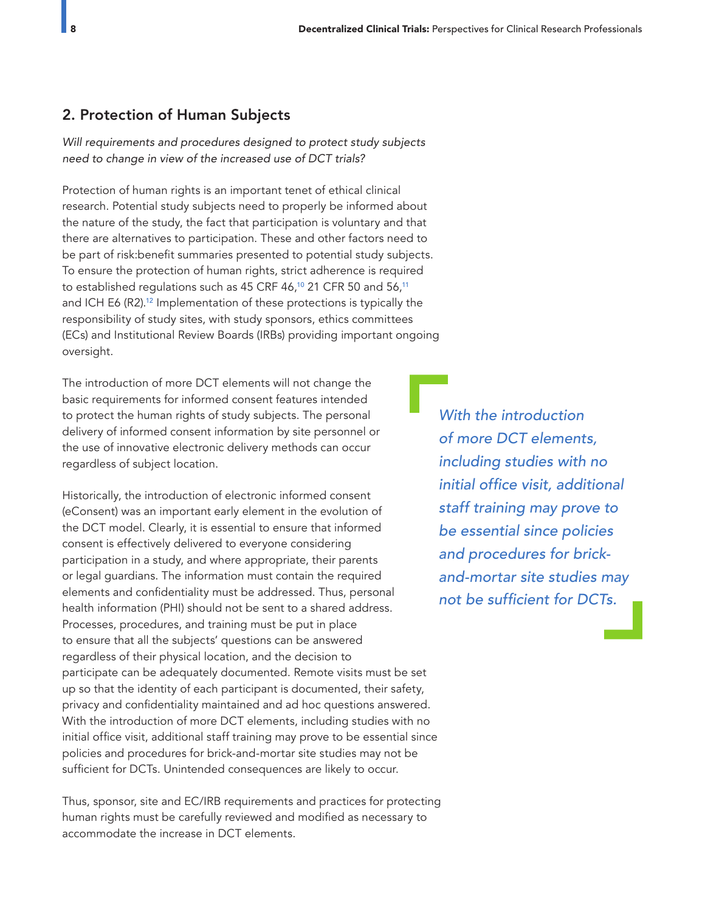## 2. Protection of Human Subjects

*Will requirements and procedures designed to protect study subjects need to change in view of the increased use of DCT trials?*

Protection of human rights is an important tenet of ethical clinical research. Potential study subjects need to properly be informed about the nature of the study, the fact that participation is voluntary and that there are alternatives to participation. These and other factors need to be part of risk:benefit summaries presented to potential study subjects. To ensure the protection of human rights, strict adherence is required to established regulations such as 45 CRF 46,[10] 21 CFR 50 and 56,[11] and ICH E6 (R2).[12] Implementation of these protections is typically the responsibility of study sites, with study sponsors, ethics committees (ECs) and Institutional Review Boards (IRBs) providing important ongoing oversight.

The introduction of more DCT elements will not change the basic requirements for informed consent features intended to protect the human rights of study subjects. The personal delivery of informed consent information by site personnel or the use of innovative electronic delivery methods can occur regardless of subject location.

> *With the introduction of more DCT elements, including studies with no initial office visit, additional staff training may prove to be essential since policies and procedures for brick-and-mortar site studies may not be sufficient for DCTs.*

Historically, the introduction of electronic informed consent (eConsent) was an important early element in the evolution of the DCT model. Clearly, it is essential to ensure that informed consent is effectively delivered to everyone considering participation in a study, and where appropriate, their parents or legal guardians. The information must contain the required elements and confidentiality must be addressed. Thus, personal health information (PHI) should not be sent to a shared address. Processes, procedures, and training must be put in place to ensure that all the subjects' questions can be answered regardless of their physical location, and the decision to participate can be adequately documented. Remote visits must be set up so that the identity of each participant is documented, their safety, privacy and confidentiality maintained and ad hoc questions answered. With the introduction of more DCT elements, including studies with no initial office visit, additional staff training may prove to be essential since policies and procedures for brick-and-mortar site studies may not be sufficient for DCTs. Unintended consequences are likely to occur.

Thus, sponsor, site and EC/IRB requirements and practices for protecting human rights must be carefully reviewed and modified as necessary to accommodate the increase in DCT elements.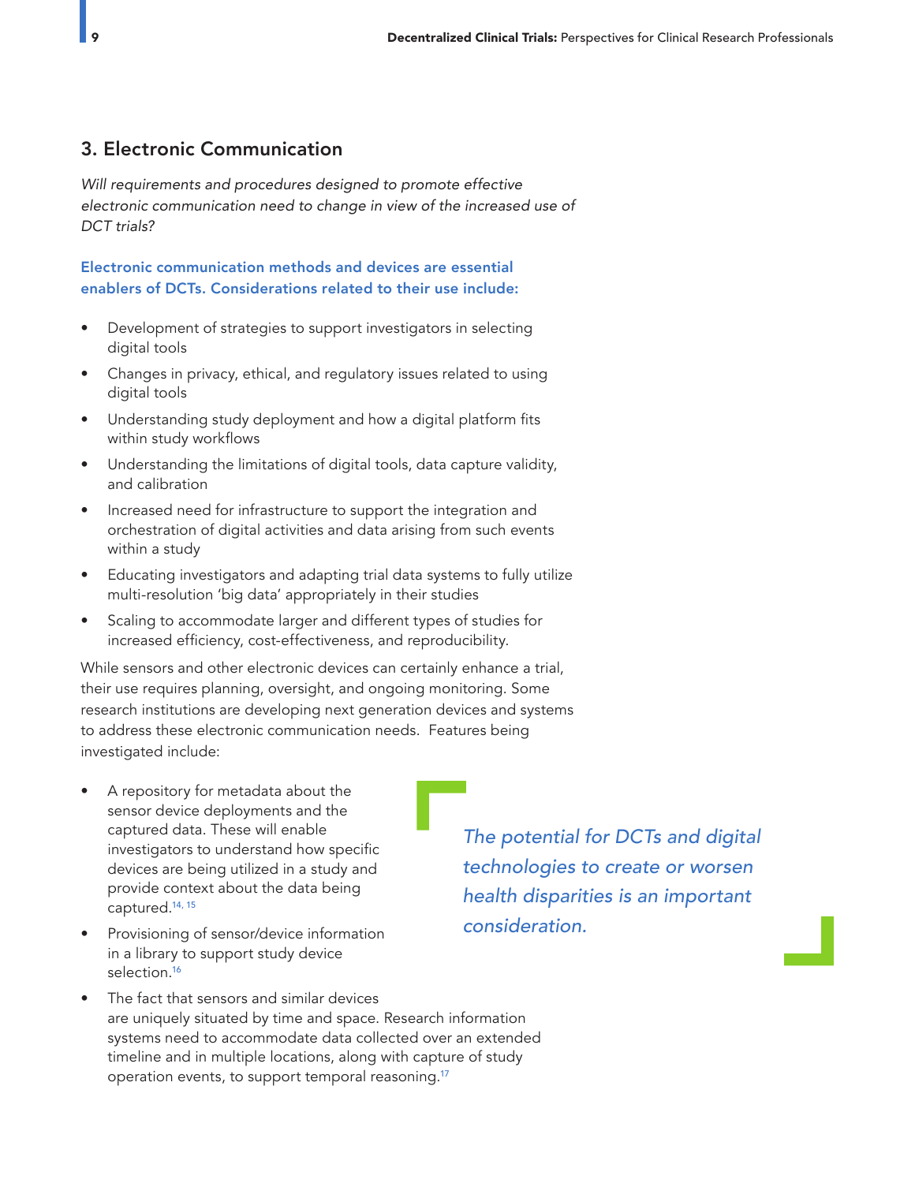## 3. Electronic Communication

*Will requirements and procedures designed to promote effective electronic communication need to change in view of the increased use of DCT trials?*

**Electronic communication methods and devices are essential enablers of DCTs. Considerations related to their use include:**

- Development of strategies to support investigators in selecting digital tools
- Changes in privacy, ethical, and regulatory issues related to using digital tools
- Understanding study deployment and how a digital platform fits within study workflows
- Understanding the limitations of digital tools, data capture validity, and calibration
- Increased need for infrastructure to support the integration and orchestration of digital activities and data arising from such events within a study
- Educating investigators and adapting trial data systems to fully utilize multi-resolution 'big data' appropriately in their studies
- Scaling to accommodate larger and different types of studies for increased efficiency, cost-effectiveness, and reproducibility.

While sensors and other electronic devices can certainly enhance a trial, their use requires planning, oversight, and ongoing monitoring. Some research institutions are developing next generation devices and systems to address these electronic communication needs. Features being investigated include:

- A repository for metadata about the sensor device deployments and the captured data. These will enable investigators to understand how specific devices are being utilized in a study and provide context about the data being captured.[14, 15]
- Provisioning of sensor/device information in a library to support study device selection.[16]
- The fact that sensors and similar devices are uniquely situated by time and space. Research information systems need to accommodate data collected over an extended timeline and in multiple locations, along with capture of study operation events, to support temporal reasoning.[17]

> *The potential for DCTs and digital technologies to create or worsen health disparities is an important consideration.*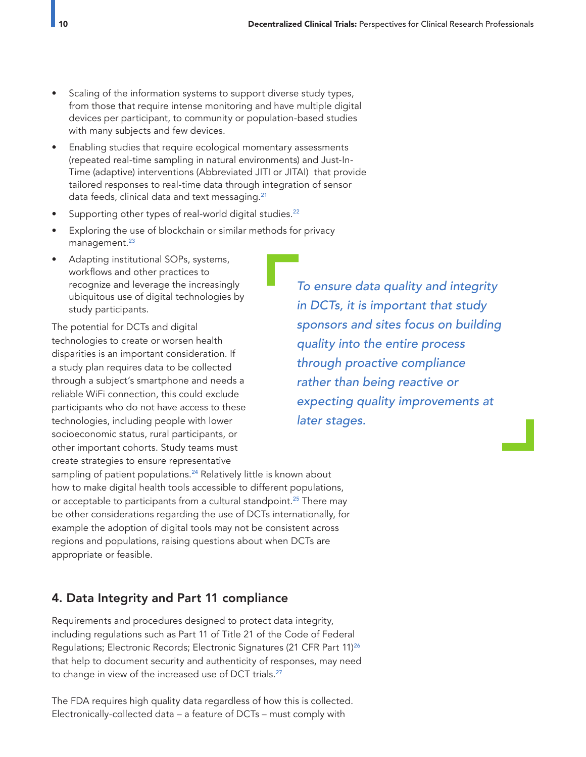- Scaling of the information systems to support diverse study types, from those that require intense monitoring and have multiple digital devices per participant, to community or population-based studies with many subjects and few devices.
- Enabling studies that require ecological momentary assessments (repeated real-time sampling in natural environments) and Just-In-Time (adaptive) interventions (Abbreviated JITI or JITAI) that provide tailored responses to real-time data through integration of sensor data feeds, clinical data and text messaging.[21]
- Supporting other types of real-world digital studies.[22]
- Exploring the use of blockchain or similar methods for privacy management.[23]
- Adapting institutional SOPs, systems, workflows and other practices to recognize and leverage the increasingly ubiquitous use of digital technologies by study participants.

> *To ensure data quality and integrity in DCTs, it is important that study sponsors and sites focus on building quality into the entire process through proactive compliance rather than being reactive or expecting quality improvements at later stages.*

The potential for DCTs and digital technologies to create or worsen health disparities is an important consideration. If a study plan requires data to be collected through a subject's smartphone and needs a reliable WiFi connection, this could exclude participants who do not have access to these technologies, including people with lower socioeconomic status, rural participants, or other important cohorts. Study teams must create strategies to ensure representative sampling of patient populations.[24] Relatively little is known about how to make digital health tools accessible to different populations, or acceptable to participants from a cultural standpoint.[25] There may be other considerations regarding the use of DCTs internationally, for example the adoption of digital tools may not be consistent across regions and populations, raising questions about when DCTs are appropriate or feasible.

## 4. Data Integrity and Part 11 compliance

Requirements and procedures designed to protect data integrity, including regulations such as Part 11 of Title 21 of the Code of Federal Regulations; Electronic Records; Electronic Signatures (21 CFR Part 11)[26] that help to document security and authenticity of responses, may need to change in view of the increased use of DCT trials.[27]

The FDA requires high quality data regardless of how this is collected. Electronically-collected data – a feature of DCTs – must comply with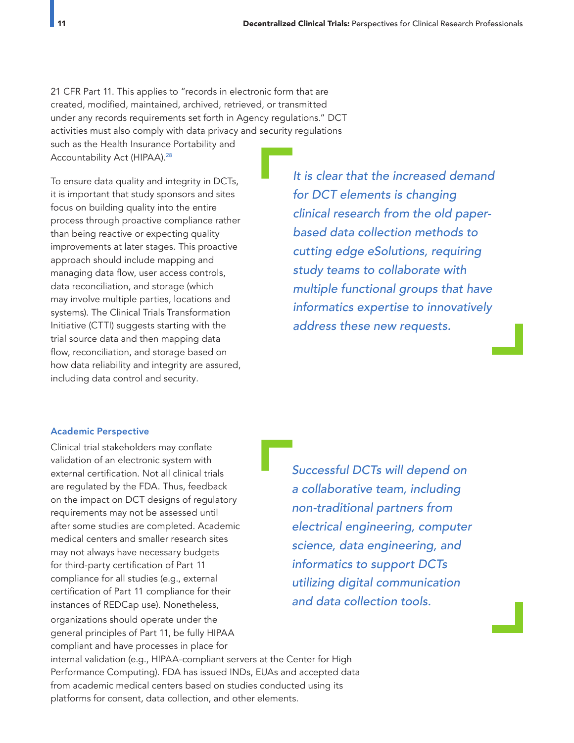21 CFR Part 11. This applies to "records in electronic form that are created, modified, maintained, archived, retrieved, or transmitted under any records requirements set forth in Agency regulations." DCT activities must also comply with data privacy and security regulations such as the Health Insurance Portability and Accountability Act (HIPAA).[28]

To ensure data quality and integrity in DCTs, it is important that study sponsors and sites focus on building quality into the entire process through proactive compliance rather than being reactive or expecting quality improvements at later stages. This proactive approach should include mapping and managing data flow, user access controls, data reconciliation, and storage (which may involve multiple parties, locations and systems). The Clinical Trials Transformation Initiative (CTTI) suggests starting with the trial source data and then mapping data flow, reconciliation, and storage based on how data reliability and integrity are assured, including data control and security.

> *It is clear that the increased demand for DCT elements is changing clinical research from the old paper-based data collection methods to cutting edge eSolutions, requiring study teams to collaborate with multiple functional groups that have informatics expertise to innovatively address these new requests.*

### Academic Perspective

Clinical trial stakeholders may conflate validation of an electronic system with external certification. Not all clinical trials are regulated by the FDA. Thus, feedback on the impact on DCT designs of regulatory requirements may not be assessed until after some studies are completed. Academic medical centers and smaller research sites may not always have necessary budgets for third-party certification of Part 11 compliance for all studies (e.g., external certification of Part 11 compliance for their instances of REDCap use). Nonetheless, organizations should operate under the general principles of Part 11, be fully HIPAA compliant and have processes in place for internal validation (e.g., HIPAA-compliant servers at the Center for High Performance Computing). FDA has issued INDs, EUAs and accepted data from academic medical centers based on studies conducted using its platforms for consent, data collection, and other elements.

> *Successful DCTs will depend on a collaborative team, including non-traditional partners from electrical engineering, computer science, data engineering, and informatics to support DCTs utilizing digital communication and data collection tools.*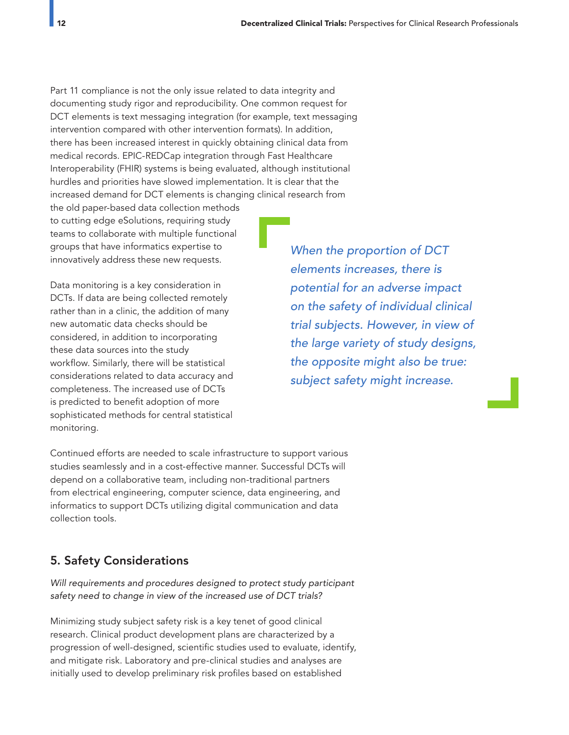Part 11 compliance is not the only issue related to data integrity and documenting study rigor and reproducibility. One common request for DCT elements is text messaging integration (for example, text messaging intervention compared with other intervention formats). In addition, there has been increased interest in quickly obtaining clinical data from medical records. EPIC-REDCap integration through Fast Healthcare Interoperability (FHIR) systems is being evaluated, although institutional hurdles and priorities have slowed implementation. It is clear that the increased demand for DCT elements is changing clinical research from the old paper-based data collection methods to cutting edge eSolutions, requiring study teams to collaborate with multiple functional groups that have informatics expertise to innovatively address these new requests.

> *When the proportion of DCT elements increases, there is potential for an adverse impact on the safety of individual clinical trial subjects. However, in view of the large variety of study designs, the opposite might also be true: subject safety might increase.*

Data monitoring is a key consideration in DCTs. If data are being collected remotely rather than in a clinic, the addition of many new automatic data checks should be considered, in addition to incorporating these data sources into the study workflow. Similarly, there will be statistical considerations related to data accuracy and completeness. The increased use of DCTs is predicted to benefit adoption of more sophisticated methods for central statistical monitoring.

Continued efforts are needed to scale infrastructure to support various studies seamlessly and in a cost-effective manner. Successful DCTs will depend on a collaborative team, including non-traditional partners from electrical engineering, computer science, data engineering, and informatics to support DCTs utilizing digital communication and data collection tools.

## 5. Safety Considerations

*Will requirements and procedures designed to protect study participant safety need to change in view of the increased use of DCT trials?*

Minimizing study subject safety risk is a key tenet of good clinical research. Clinical product development plans are characterized by a progression of well-designed, scientific studies used to evaluate, identify, and mitigate risk. Laboratory and pre-clinical studies and analyses are initially used to develop preliminary risk profiles based on established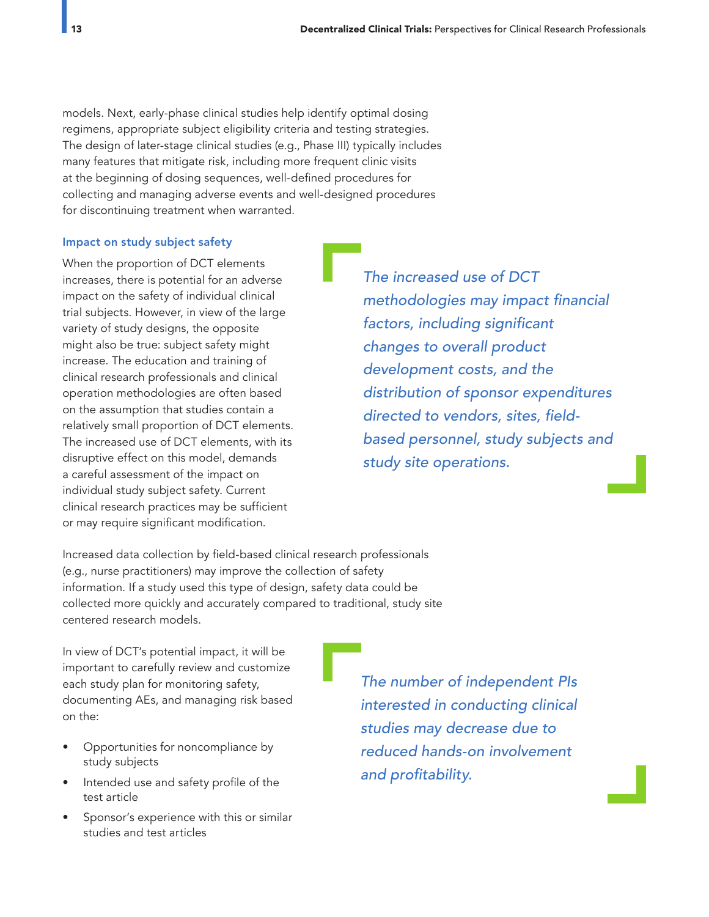models. Next, early-phase clinical studies help identify optimal dosing regimens, appropriate subject eligibility criteria and testing strategies. The design of later-stage clinical studies (e.g., Phase III) typically includes many features that mitigate risk, including more frequent clinic visits at the beginning of dosing sequences, well-defined procedures for collecting and managing adverse events and well-designed procedures for discontinuing treatment when warranted.

### Impact on study subject safety

When the proportion of DCT elements increases, there is potential for an adverse impact on the safety of individual clinical trial subjects. However, in view of the large variety of study designs, the opposite might also be true: subject safety might increase. The education and training of clinical research professionals and clinical operation methodologies are often based on the assumption that studies contain a relatively small proportion of DCT elements. The increased use of DCT elements, with its disruptive effect on this model, demands a careful assessment of the impact on individual study subject safety. Current clinical research practices may be sufficient or may require significant modification.

> *The increased use of DCT methodologies may impact financial factors, including significant changes to overall product development costs, and the distribution of sponsor expenditures directed to vendors, sites, field-based personnel, study subjects and study site operations.*

Increased data collection by field-based clinical research professionals (e.g., nurse practitioners) may improve the collection of safety information. If a study used this type of design, safety data could be collected more quickly and accurately compared to traditional, study site centered research models.

In view of DCT's potential impact, it will be important to carefully review and customize each study plan for monitoring safety, documenting AEs, and managing risk based on the:

- Opportunities for noncompliance by study subjects
- Intended use and safety profile of the test article
- Sponsor's experience with this or similar studies and test articles

> *The number of independent PIs interested in conducting clinical studies may decrease due to reduced hands-on involvement and profitability.*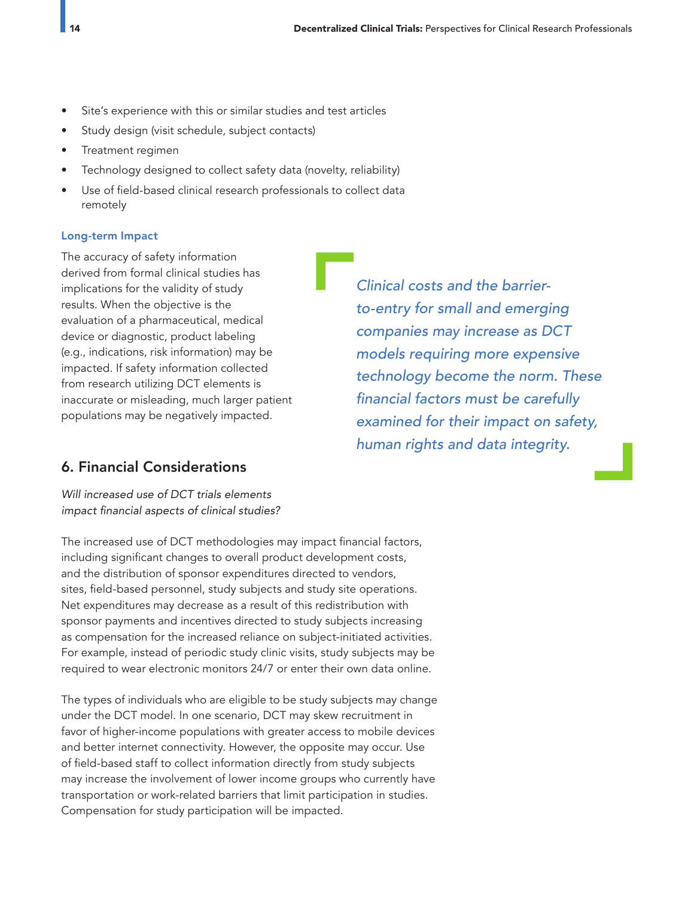- Site's experience with this or similar studies and test articles
- Study design (visit schedule, subject contacts)
- Treatment regimen
- Technology designed to collect safety data (novelty, reliability)
- Use of field-based clinical research professionals to collect data remotely

### Long-term Impact

The accuracy of safety information derived from formal clinical studies has implications for the validity of study results. When the objective is the evaluation of a pharmaceutical, medical device or diagnostic, product labeling (e.g., indications, risk information) may be impacted. If safety information collected from research utilizing DCT elements is inaccurate or misleading, much larger patient populations may be negatively impacted.

> *Clinical costs and the barrier-to-entry for small and emerging companies may increase as DCT models requiring more expensive technology become the norm. These financial factors must be carefully examined for their impact on safety, human rights and data integrity.*

## 6. Financial Considerations

*Will increased use of DCT trials elements impact financial aspects of clinical studies?*

The increased use of DCT methodologies may impact financial factors, including significant changes to overall product development costs, and the distribution of sponsor expenditures directed to vendors, sites, field-based personnel, study subjects and study site operations. Net expenditures may decrease as a result of this redistribution with sponsor payments and incentives directed to study subjects increasing as compensation for the increased reliance on subject-initiated activities. For example, instead of periodic study clinic visits, study subjects may be required to wear electronic monitors 24/7 or enter their own data online.

The types of individuals who are eligible to be study subjects may change under the DCT model. In one scenario, DCT may skew recruitment in favor of higher-income populations with greater access to mobile devices and better internet connectivity. However, the opposite may occur. Use of field-based staff to collect information directly from study subjects may increase the involvement of lower income groups who currently have transportation or work-related barriers that limit participation in studies. Compensation for study participation will be impacted.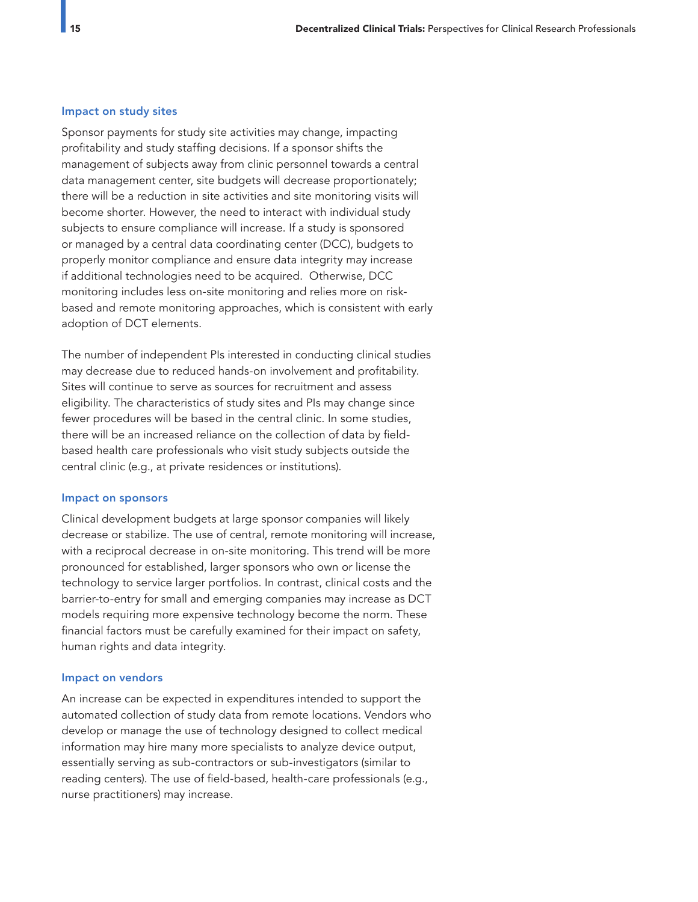### Impact on study sites

Sponsor payments for study site activities may change, impacting profitability and study staffing decisions. If a sponsor shifts the management of subjects away from clinic personnel towards a central data management center, site budgets will decrease proportionately; there will be a reduction in site activities and site monitoring visits will become shorter. However, the need to interact with individual study subjects to ensure compliance will increase. If a study is sponsored or managed by a central data coordinating center (DCC), budgets to properly monitor compliance and ensure data integrity may increase if additional technologies need to be acquired. Otherwise, DCC monitoring includes less on-site monitoring and relies more on risk-based and remote monitoring approaches, which is consistent with early adoption of DCT elements.

The number of independent PIs interested in conducting clinical studies may decrease due to reduced hands-on involvement and profitability. Sites will continue to serve as sources for recruitment and assess eligibility. The characteristics of study sites and PIs may change since fewer procedures will be based in the central clinic. In some studies, there will be an increased reliance on the collection of data by field-based health care professionals who visit study subjects outside the central clinic (e.g., at private residences or institutions).

### Impact on sponsors

Clinical development budgets at large sponsor companies will likely decrease or stabilize. The use of central, remote monitoring will increase, with a reciprocal decrease in on-site monitoring. This trend will be more pronounced for established, larger sponsors who own or license the technology to service larger portfolios. In contrast, clinical costs and the barrier-to-entry for small and emerging companies may increase as DCT models requiring more expensive technology become the norm. These financial factors must be carefully examined for their impact on safety, human rights and data integrity.

### Impact on vendors

An increase can be expected in expenditures intended to support the automated collection of study data from remote locations. Vendors who develop or manage the use of technology designed to collect medical information may hire many more specialists to analyze device output, essentially serving as sub-contractors or sub-investigators (similar to reading centers). The use of field-based, health-care professionals (e.g., nurse practitioners) may increase.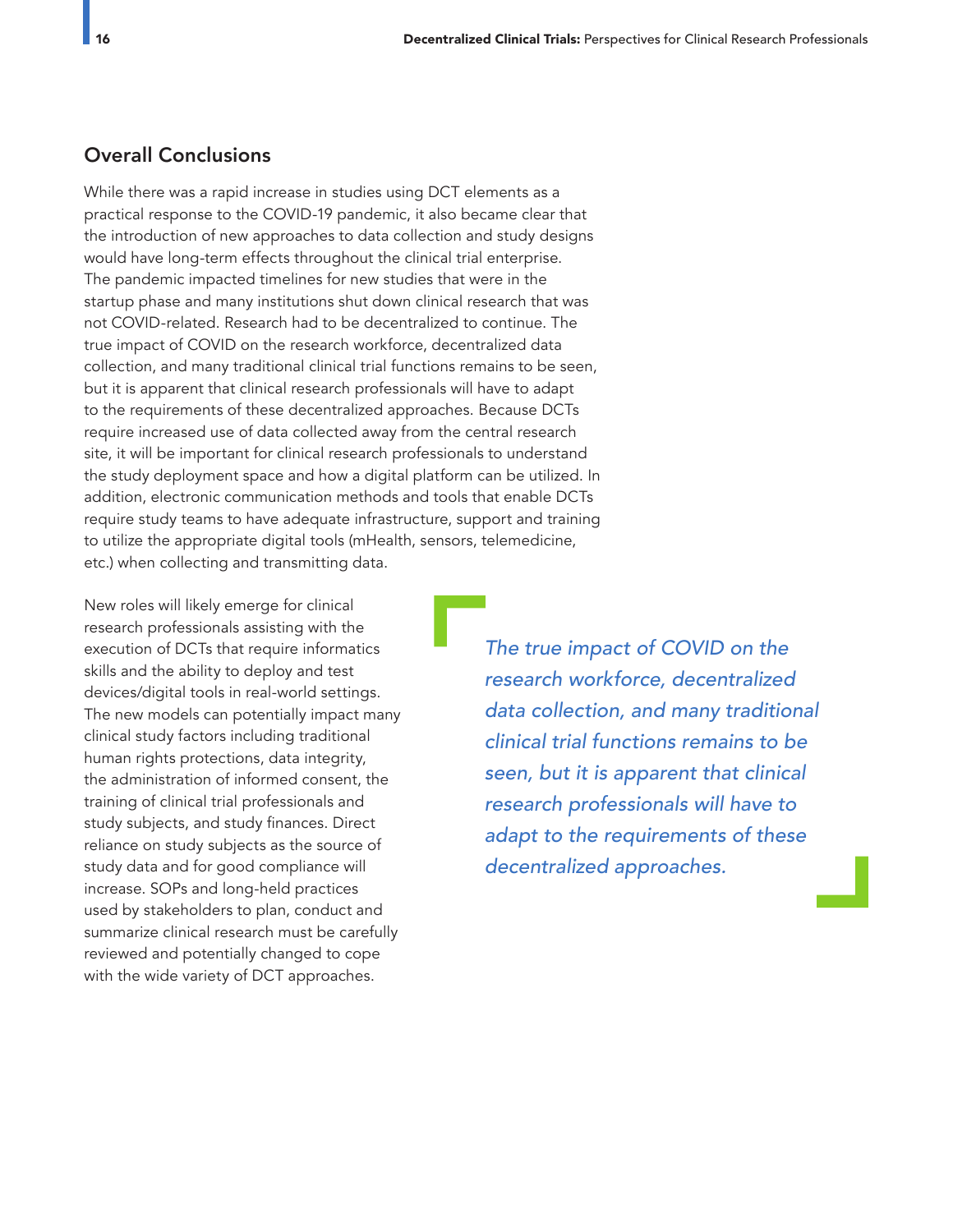## Overall Conclusions

While there was a rapid increase in studies using DCT elements as a practical response to the COVID-19 pandemic, it also became clear that the introduction of new approaches to data collection and study designs would have long-term effects throughout the clinical trial enterprise. The pandemic impacted timelines for new studies that were in the startup phase and many institutions shut down clinical research that was not COVID-related. Research had to be decentralized to continue. The true impact of COVID on the research workforce, decentralized data collection, and many traditional clinical trial functions remains to be seen, but it is apparent that clinical research professionals will have to adapt to the requirements of these decentralized approaches. Because DCTs require increased use of data collected away from the central research site, it will be important for clinical research professionals to understand the study deployment space and how a digital platform can be utilized. In addition, electronic communication methods and tools that enable DCTs require study teams to have adequate infrastructure, support and training to utilize the appropriate digital tools (mHealth, sensors, telemedicine, etc.) when collecting and transmitting data.

New roles will likely emerge for clinical research professionals assisting with the execution of DCTs that require informatics skills and the ability to deploy and test devices/digital tools in real-world settings. The new models can potentially impact many clinical study factors including traditional human rights protections, data integrity, the administration of informed consent, the training of clinical trial professionals and study subjects, and study finances. Direct reliance on study subjects as the source of study data and for good compliance will increase. SOPs and long-held practices used by stakeholders to plan, conduct and summarize clinical research must be carefully reviewed and potentially changed to cope with the wide variety of DCT approaches.

> *The true impact of COVID on the research workforce, decentralized data collection, and many traditional clinical trial functions remains to be seen, but it is apparent that clinical research professionals will have to adapt to the requirements of these decentralized approaches.*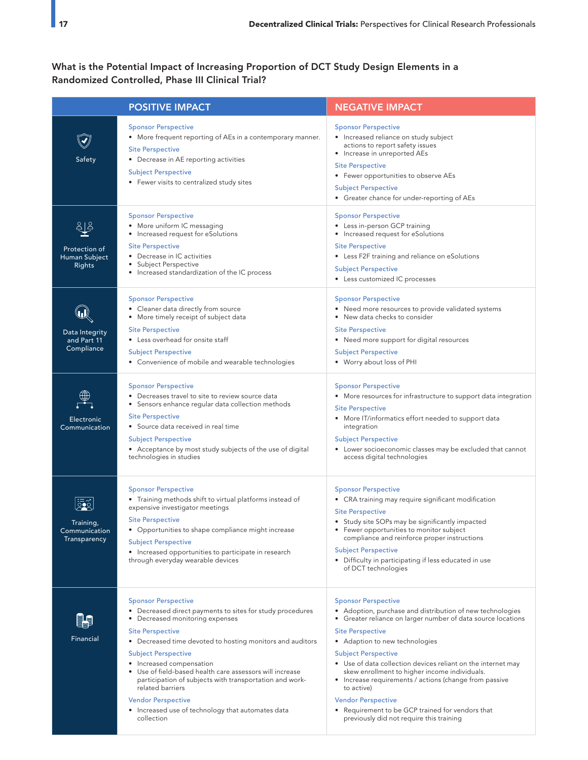## What is the Potential Impact of Increasing Proportion of DCT Study Design Elements in a Randomized Controlled, Phase III Clinical Trial?

| | POSITIVE IMPACT | NEGATIVE IMPACT |
|---|---|---|
| **Safety** | **Sponsor Perspective**<br>• More frequent reporting of AEs in a contemporary manner.<br>**Site Perspective**<br>• Decrease in AE reporting activities<br>**Subject Perspective**<br>• Fewer visits to centralized study sites | **Sponsor Perspective**<br>• Increased reliance on study subject actions to report safety issues<br>• Increase in unreported AEs<br>**Site Perspective**<br>• Fewer opportunities to observe AEs<br>**Subject Perspective**<br>• Greater chance for under-reporting of AEs |
| **Protection of Human Subject Rights** | **Sponsor Perspective**<br>• More uniform IC messaging<br>• Increased request for eSolutions<br>**Site Perspective**<br>• Decrease in IC activities<br>• Subject Perspective<br>• Increased standardization of the IC process | **Sponsor Perspective**<br>• Less in-person GCP training<br>• Increased request for eSolutions<br>**Site Perspective**<br>• Less F2F training and reliance on eSolutions<br>**Subject Perspective**<br>• Less customized IC processes |
| **Data Integrity and Part 11 Compliance** | **Sponsor Perspective**<br>• Cleaner data directly from source<br>• More timely receipt of subject data<br>**Site Perspective**<br>• Less overhead for onsite staff<br>**Subject Perspective**<br>• Convenience of mobile and wearable technologies | **Sponsor Perspective**<br>• Need more resources to provide validated systems<br>• New data checks to consider<br>**Site Perspective**<br>• Need more support for digital resources<br>**Subject Perspective**<br>• Worry about loss of PHI |
| **Electronic Communication** | **Sponsor Perspective**<br>• Decreases travel to site to review source data<br>• Sensors enhance regular data collection methods<br>**Site Perspective**<br>• Source data received in real time<br>**Subject Perspective**<br>• Acceptance by most study subjects of the use of digital technologies in studies | **Sponsor Perspective**<br>• More resources for infrastructure to support data integration<br>**Site Perspective**<br>• More IT/informatics effort needed to support data integration<br>**Subject Perspective**<br>• Lower socioeconomic classes may be excluded that cannot access digital technologies |
| **Training, Communication Transparency** | **Sponsor Perspective**<br>• Training methods shift to virtual platforms instead of expensive investigator meetings<br>**Site Perspective**<br>• Opportunities to shape compliance might increase<br>**Subject Perspective**<br>• Increased opportunities to participate in research through everyday wearable devices | **Sponsor Perspective**<br>• CRA training may require significant modification<br>**Site Perspective**<br>• Study site SOPs may be significantly impacted<br>• Fewer opportunities to monitor subject compliance and reinforce proper instructions<br>**Subject Perspective**<br>• Difficulty in participating if less educated in use of DCT technologies |
| **Financial** | **Sponsor Perspective**<br>• Decreased direct payments to sites for study procedures<br>• Decreased monitoring expenses<br>**Site Perspective**<br>• Decreased time devoted to hosting monitors and auditors<br>**Subject Perspective**<br>• Increased compensation<br>• Use of field-based health care assessors will increase participation of subjects with transportation and work-related barriers<br>**Vendor Perspective**<br>• Increased use of technology that automates data collection | **Sponsor Perspective**<br>• Adoption, purchase and distribution of new technologies<br>• Greater reliance on larger number of data source locations<br>**Site Perspective**<br>• Adaption to new technologies<br>**Subject Perspective**<br>• Use of data collection devices reliant on the internet may skew enrollment to higher income individuals.<br>• Increase requirements / actions (change from passive to active)<br>**Vendor Perspective**<br>• Requirement to be GCP trained for vendors that previously did not require this training |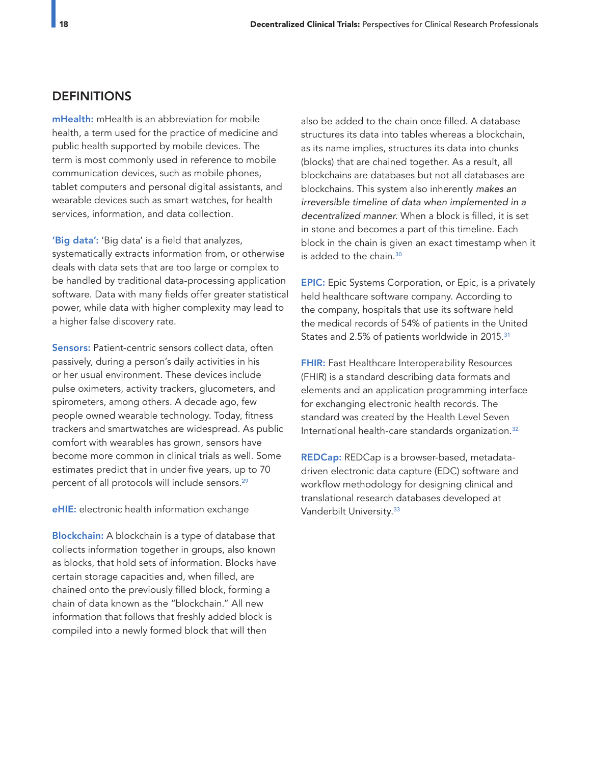## DEFINITIONS

**mHealth:** mHealth is an abbreviation for mobile health, a term used for the practice of medicine and public health supported by mobile devices. The term is most commonly used in reference to mobile communication devices, such as mobile phones, tablet computers and personal digital assistants, and wearable devices such as smart watches, for health services, information, and data collection.

**'Big data':** 'Big data' is a field that analyzes, systematically extracts information from, or otherwise deals with data sets that are too large or complex to be handled by traditional data-processing application software. Data with many fields offer greater statistical power, while data with higher complexity may lead to a higher false discovery rate.

**Sensors:** Patient-centric sensors collect data, often passively, during a person's daily activities in his or her usual environment. These devices include pulse oximeters, activity trackers, glucometers, and spirometers, among others. A decade ago, few people owned wearable technology. Today, fitness trackers and smartwatches are widespread. As public comfort with wearables has grown, sensors have become more common in clinical trials as well. Some estimates predict that in under five years, up to 70 percent of all protocols will include sensors.[29]

**eHIE:** electronic health information exchange

**Blockchain:** A blockchain is a type of database that collects information together in groups, also known as blocks, that hold sets of information. Blocks have certain storage capacities and, when filled, are chained onto the previously filled block, forming a chain of data known as the "blockchain." All new information that follows that freshly added block is compiled into a newly formed block that will then also be added to the chain once filled. A database structures its data into tables whereas a blockchain, as its name implies, structures its data into chunks (blocks) that are chained together. As a result, all blockchains are databases but not all databases are blockchains. This system also inherently *makes an irreversible timeline of data when implemented in a decentralized manner*. When a block is filled, it is set in stone and becomes a part of this timeline. Each block in the chain is given an exact timestamp when it is added to the chain.[30]

**EPIC:** Epic Systems Corporation, or Epic, is a privately held healthcare software company. According to the company, hospitals that use its software held the medical records of 54% of patients in the United States and 2.5% of patients worldwide in 2015.[31]

**FHIR:** Fast Healthcare Interoperability Resources (FHIR) is a standard describing data formats and elements and an application programming interface for exchanging electronic health records. The standard was created by the Health Level Seven International health-care standards organization.[32]

**REDCap:** REDCap is a browser-based, metadata-driven electronic data capture (EDC) software and workflow methodology for designing clinical and translational research databases developed at Vanderbilt University.[33]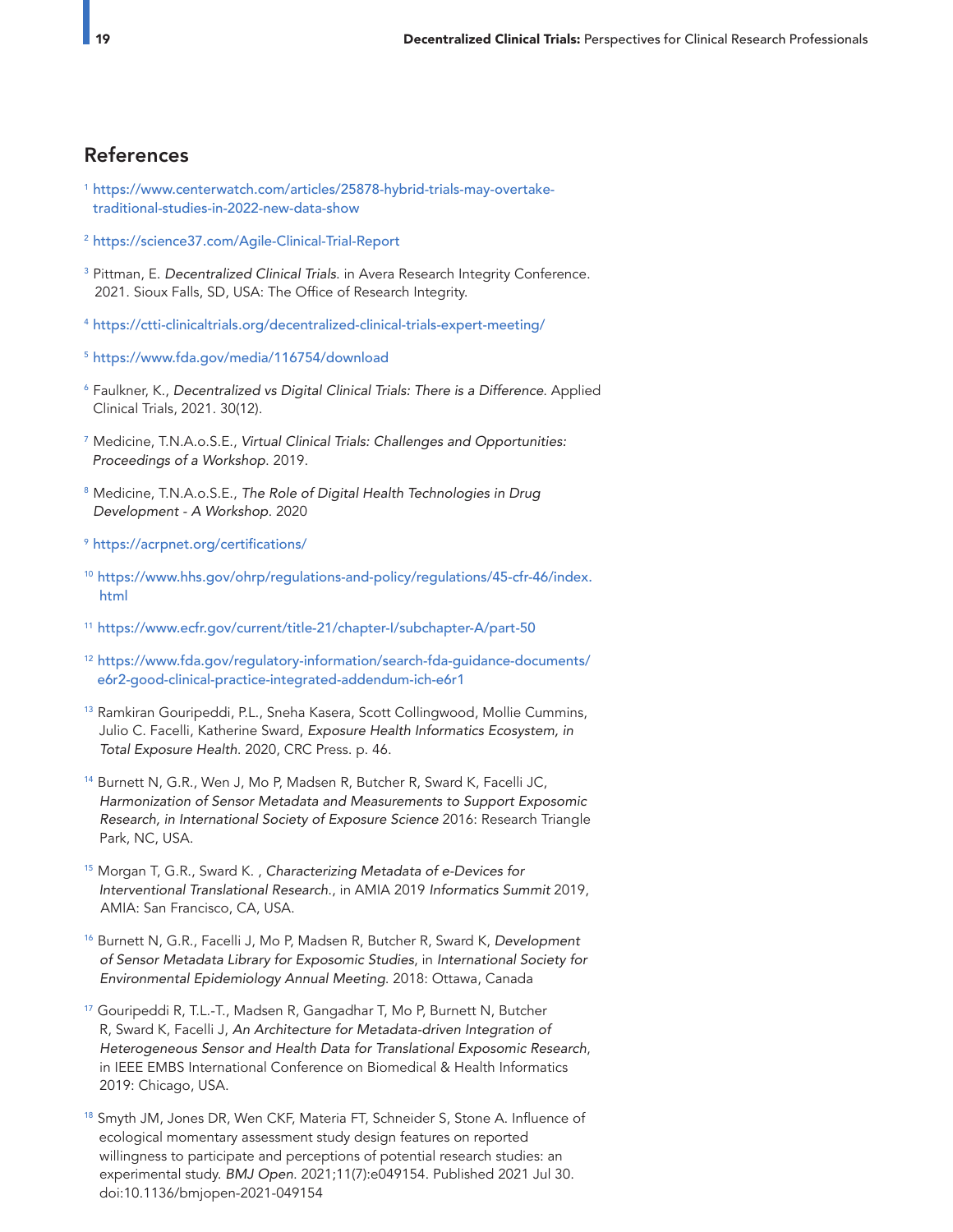## References

[1] https://www.centerwatch.com/articles/25878-hybrid-trials-may-overtake-traditional-studies-in-2022-new-data-show

[2] https://science37.com/Agile-Clinical-Trial-Report

[3] Pittman, E. *Decentralized Clinical Trials.* in Avera Research Integrity Conference. 2021. Sioux Falls, SD, USA: The Office of Research Integrity.

[4] https://ctti-clinicaltrials.org/decentralized-clinical-trials-expert-meeting/

[5] https://www.fda.gov/media/116754/download

[6] Faulkner, K., *Decentralized vs Digital Clinical Trials: There is a Difference.* Applied Clinical Trials, 2021. 30(12).

[7] Medicine, T.N.A.o.S.E., *Virtual Clinical Trials: Challenges and Opportunities: Proceedings of a Workshop.* 2019.

[8] Medicine, T.N.A.o.S.E., *The Role of Digital Health Technologies in Drug Development - A Workshop.* 2020

[9] https://acrpnet.org/certifications/

[10] https://www.hhs.gov/ohrp/regulations-and-policy/regulations/45-cfr-46/index.html

[11] https://www.ecfr.gov/current/title-21/chapter-I/subchapter-A/part-50

[12] https://www.fda.gov/regulatory-information/search-fda-guidance-documents/e6r2-good-clinical-practice-integrated-addendum-ich-e6r1

[13] Ramkiran Gouripeddi, P.L., Sneha Kasera, Scott Collingwood, Mollie Cummins, Julio C. Facelli, Katherine Sward, *Exposure Health Informatics Ecosystem, in Total Exposure Health.* 2020, CRC Press. p. 46.

[14] Burnett N, G.R., Wen J, Mo P, Madsen R, Butcher R, Sward K, Facelli JC, *Harmonization of Sensor Metadata and Measurements to Support Exposomic Research, in International Society of Exposure Science* 2016: Research Triangle Park, NC, USA.

[15] Morgan T, G.R., Sward K. , *Characterizing Metadata of e-Devices for Interventional Translational Research.*, in AMIA 2019 *Informatics Summit* 2019, AMIA: San Francisco, CA, USA.

[16] Burnett N, G.R., Facelli J, Mo P, Madsen R, Butcher R, Sward K, *Development of Sensor Metadata Library for Exposomic Studies*, in *International Society for Environmental Epidemiology Annual Meeting.* 2018: Ottawa, Canada

[17] Gouripeddi R, T.L.-T., Madsen R, Gangadhar T, Mo P, Burnett N, Butcher R, Sward K, Facelli J, *An Architecture for Metadata-driven Integration of Heterogeneous Sensor and Health Data for Translational Exposomic Research*, in IEEE EMBS International Conference on Biomedical & Health Informatics 2019: Chicago, USA.

[18] Smyth JM, Jones DR, Wen CKF, Materia FT, Schneider S, Stone A. Influence of ecological momentary assessment study design features on reported willingness to participate and perceptions of potential research studies: an experimental study. *BMJ Open*. 2021;11(7):e049154. Published 2021 Jul 30. doi:10.1136/bmjopen-2021-049154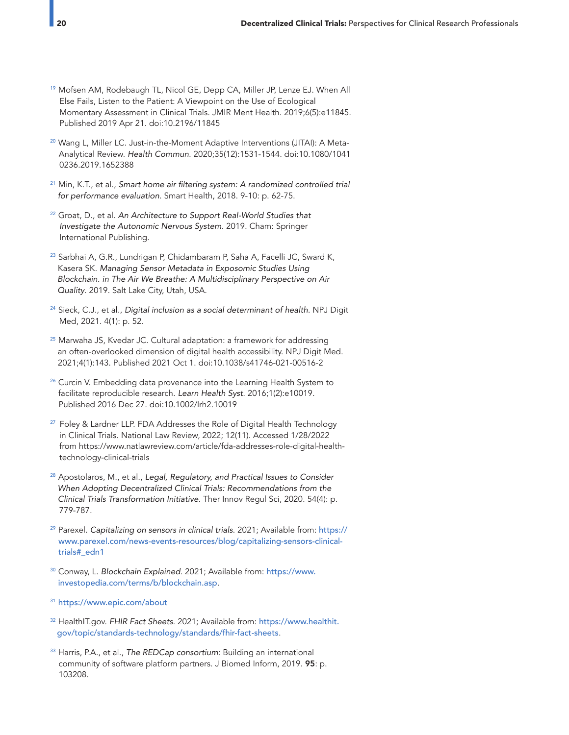[19] Mofsen AM, Rodebaugh TL, Nicol GE, Depp CA, Miller JP, Lenze EJ. When All Else Fails, Listen to the Patient: A Viewpoint on the Use of Ecological Momentary Assessment in Clinical Trials. JMIR Ment Health. 2019;6(5):e11845. Published 2019 Apr 21. doi:10.2196/11845

[20] Wang L, Miller LC. Just-in-the-Moment Adaptive Interventions (JITAI): A Meta-Analytical Review. *Health Commun*. 2020;35(12):1531-1544. doi:10.1080/10410236.2019.1652388

[21] Min, K.T., et al., *Smart home air filtering system: A randomized controlled trial for performance evaluation*. Smart Health, 2018. 9-10: p. 62-75.

[22] Groat, D., et al. *An Architecture to Support Real-World Studies that Investigate the Autonomic Nervous System*. 2019. Cham: Springer International Publishing.

[23] Sarbhai A, G.R., Lundrigan P, Chidambaram P, Saha A, Facelli JC, Sward K, Kasera SK. *Managing Sensor Metadata in Exposomic Studies Using Blockchain. in The Air We Breathe: A Multidisciplinary Perspective on Air Quality*. 2019. Salt Lake City, Utah, USA.

[24] Sieck, C.J., et al., *Digital inclusion as a social determinant of health*. NPJ Digit Med, 2021. 4(1): p. 52.

[25] Marwaha JS, Kvedar JC. Cultural adaptation: a framework for addressing an often-overlooked dimension of digital health accessibility. NPJ Digit Med. 2021;4(1):143. Published 2021 Oct 1. doi:10.1038/s41746-021-00516-2

[26] Curcin V. Embedding data provenance into the Learning Health System to facilitate reproducible research. *Learn Health Syst*. 2016;1(2):e10019. Published 2016 Dec 27. doi:10.1002/lrh2.10019

[27] Foley & Lardner LLP. FDA Addresses the Role of Digital Health Technology in Clinical Trials. National Law Review, 2022; 12(11). Accessed 1/28/2022 from https://www.natlawreview.com/article/fda-addresses-role-digital-health-technology-clinical-trials

[28] Apostolaros, M., et al., *Legal, Regulatory, and Practical Issues to Consider When Adopting Decentralized Clinical Trials: Recommendations from the Clinical Trials Transformation Initiative*. Ther Innov Regul Sci, 2020. 54(4): p. 779-787.

[29] Parexel. *Capitalizing on sensors in clinical trials*. 2021; Available from: https://www.parexel.com/news-events-resources/blog/capitalizing-sensors-clinical-trials#_edn1

[30] Conway, L. *Blockchain Explained*. 2021; Available from: https://www.investopedia.com/terms/b/blockchain.asp.

[31] https://www.epic.com/about

[32] HealthIT.gov. *FHIR Fact Sheets*. 2021; Available from: https://www.healthit.gov/topic/standards-technology/standards/fhir-fact-sheets.

[33] Harris, P.A., et al., *The REDCap consortium*: Building an international community of software platform partners. J Biomed Inform, 2019. **95**: p. 103208.